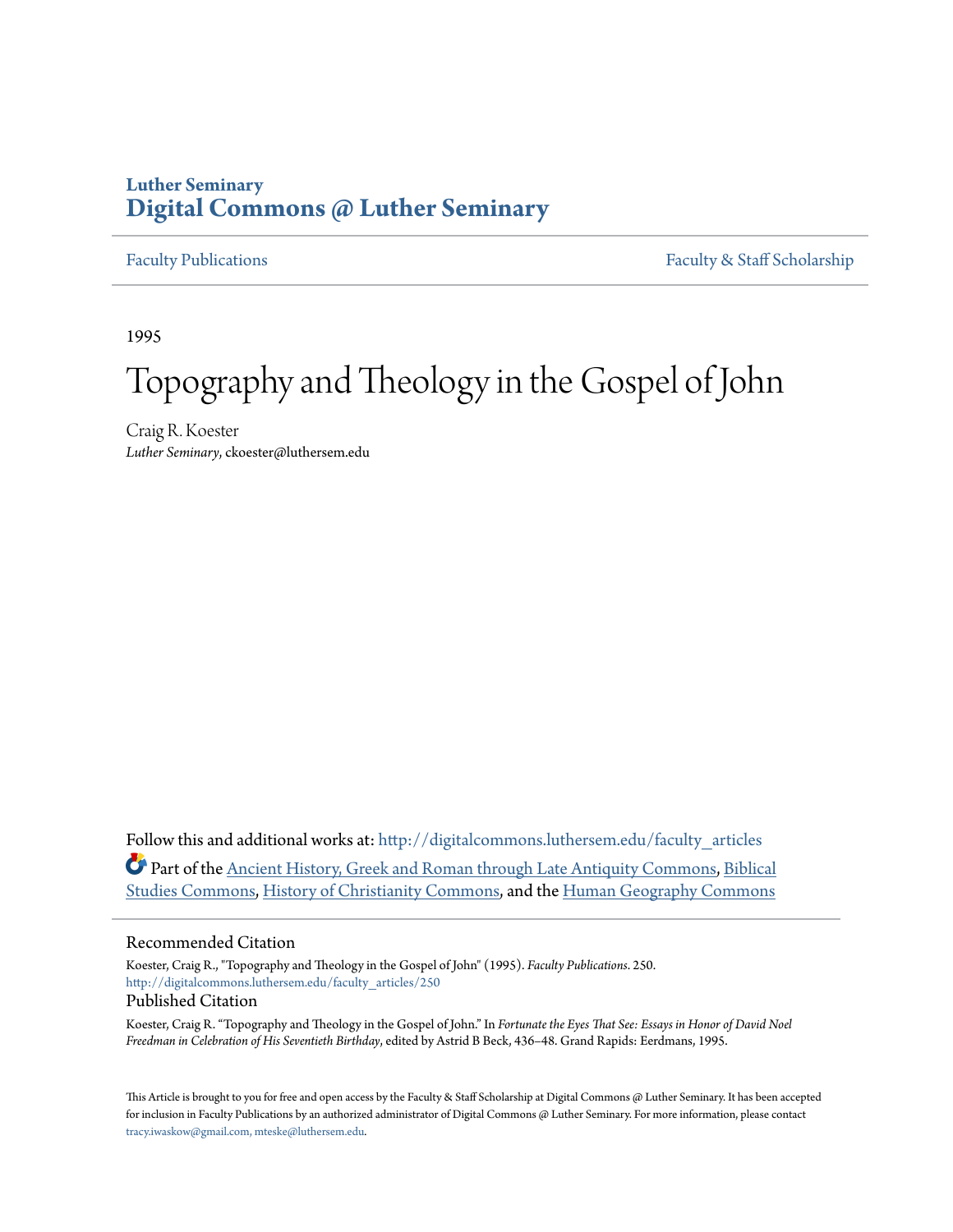# Luther Seminary
# Digital Commons @ Luther Seminary

Faculty Publications | Faculty & Staff Scholarship

1995

# Topography and Theology in the Gospel of John

Craig R. Koester
*Luther Seminary*, ckoester@luthersem.edu

Follow this and additional works at: http://digitalcommons.luthersem.edu/faculty_articles

Part of the Ancient History, Greek and Roman through Late Antiquity Commons, Biblical Studies Commons, History of Christianity Commons, and the Human Geography Commons

## Recommended Citation

Koester, Craig R., "Topography and Theology in the Gospel of John" (1995). *Faculty Publications*. 250.
http://digitalcommons.luthersem.edu/faculty_articles/250

## Published Citation

Koester, Craig R. "Topography and Theology in the Gospel of John." In *Fortunate the Eyes That See: Essays in Honor of David Noel Freedman in Celebration of His Seventieth Birthday*, edited by Astrid B Beck, 436–48. Grand Rapids: Eerdmans, 1995.

This Article is brought to you for free and open access by the Faculty & Staff Scholarship at Digital Commons @ Luther Seminary. It has been accepted for inclusion in Faculty Publications by an authorized administrator of Digital Commons @ Luther Seminary. For more information, please contact tracy.iwaskow@gmail.com, mteske@luthersem.edu.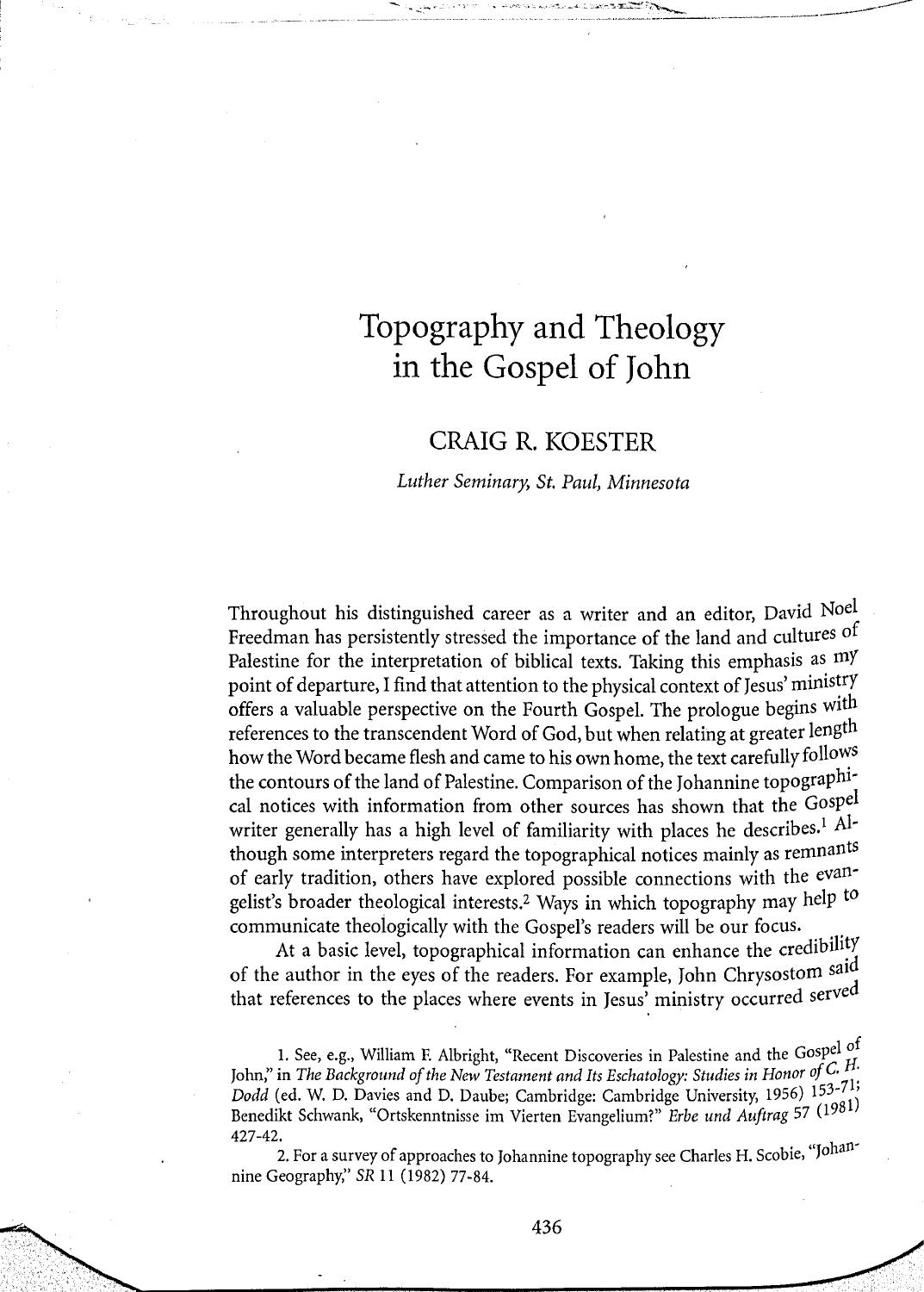# Topography and Theology in the Gospel of John

## CRAIG R. KOESTER

*Luther Seminary, St. Paul, Minnesota*

Throughout his distinguished career as a writer and an editor, David Noel Freedman has persistently stressed the importance of the land and cultures of Palestine for the interpretation of biblical texts. Taking this emphasis as my point of departure, I find that attention to the physical context of Jesus' ministry offers a valuable perspective on the Fourth Gospel. The prologue begins with references to the transcendent Word of God, but when relating at greater length how the Word became flesh and came to his own home, the text carefully follows the contours of the land of Palestine. Comparison of the Johannine topographical notices with information from other sources has shown that the Gospel writer generally has a high level of familiarity with places he describes.[1] Although some interpreters regard the topographical notices mainly as remnants of early tradition, others have explored possible connections with the evangelist's broader theological interests.[2] Ways in which topography may help to communicate theologically with the Gospel's readers will be our focus.

At a basic level, topographical information can enhance the credibility of the author in the eyes of the readers. For example, John Chrysostom said that references to the places where events in Jesus' ministry occurred served

1. See, e.g., William F. Albright, "Recent Discoveries in Palestine and the Gospel of John," in *The Background of the New Testament and Its Eschatology: Studies in Honor of C. H. Dodd* (ed. W. D. Davies and D. Daube; Cambridge: Cambridge University, 1956) 153-71; Benedikt Schwank, "Ortskenntnisse im Vierten Evangelium?" *Erbe und Auftrag* 57 (1981) 427-42.

2. For a survey of approaches to Johannine topography see Charles H. Scobie, "Johannine Geography," *SR* 11 (1982) 77-84.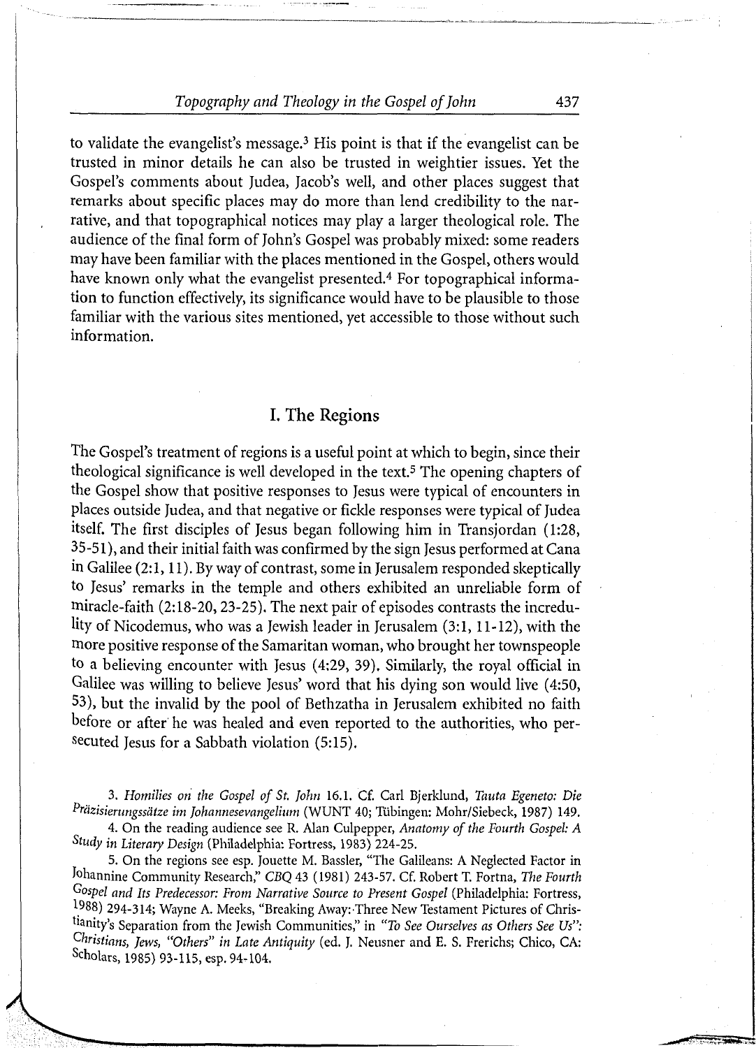to validate the evangelist's message.[3] His point is that if the evangelist can be trusted in minor details he can also be trusted in weightier issues. Yet the Gospel's comments about Judea, Jacob's well, and other places suggest that remarks about specific places may do more than lend credibility to the narrative, and that topographical notices may play a larger theological role. The audience of the final form of John's Gospel was probably mixed: some readers may have been familiar with the places mentioned in the Gospel, others would have known only what the evangelist presented.[4] For topographical information to function effectively, its significance would have to be plausible to those familiar with the various sites mentioned, yet accessible to those without such information.

## I. The Regions

The Gospel's treatment of regions is a useful point at which to begin, since their theological significance is well developed in the text.[5] The opening chapters of the Gospel show that positive responses to Jesus were typical of encounters in places outside Judea, and that negative or fickle responses were typical of Judea itself. The first disciples of Jesus began following him in Transjordan (1:28, 35-51), and their initial faith was confirmed by the sign Jesus performed at Cana in Galilee (2:1, 11). By way of contrast, some in Jerusalem responded skeptically to Jesus' remarks in the temple and others exhibited an unreliable form of miracle-faith (2:18-20, 23-25). The next pair of episodes contrasts the incredulity of Nicodemus, who was a Jewish leader in Jerusalem (3:1, 11-12), with the more positive response of the Samaritan woman, who brought her townspeople to a believing encounter with Jesus (4:29, 39). Similarly, the royal official in Galilee was willing to believe Jesus' word that his dying son would live (4:50, 53), but the invalid by the pool of Bethzatha in Jerusalem exhibited no faith before or after he was healed and even reported to the authorities, who persecuted Jesus for a Sabbath violation (5:15).

3. *Homilies on the Gospel of St. John* 16.1. Cf. Carl Bjerklund, *Tauta Egeneto: Die Präzisierungssätze im Johannesevangelium* (WUNT 40; Tübingen: Mohr/Siebeck, 1987) 149.

4. On the reading audience see R. Alan Culpepper, *Anatomy of the Fourth Gospel: A Study in Literary Design* (Philadelphia: Fortress, 1983) 224-25.

5. On the regions see esp. Jouette M. Bassler, "The Galileans: A Neglected Factor in Johannine Community Research," *CBQ* 43 (1981) 243-57. Cf. Robert T. Fortna, *The Fourth Gospel and Its Predecessor: From Narrative Source to Present Gospel* (Philadelphia: Fortress, 1988) 294-314; Wayne A. Meeks, "Breaking Away: Three New Testament Pictures of Christianity's Separation from the Jewish Communities," in *"To See Ourselves as Others See Us": Christians, Jews, "Others" in Late Antiquity* (ed. J. Neusner and E. S. Frerichs; Chico, CA: Scholars, 1985) 93-115, esp. 94-104.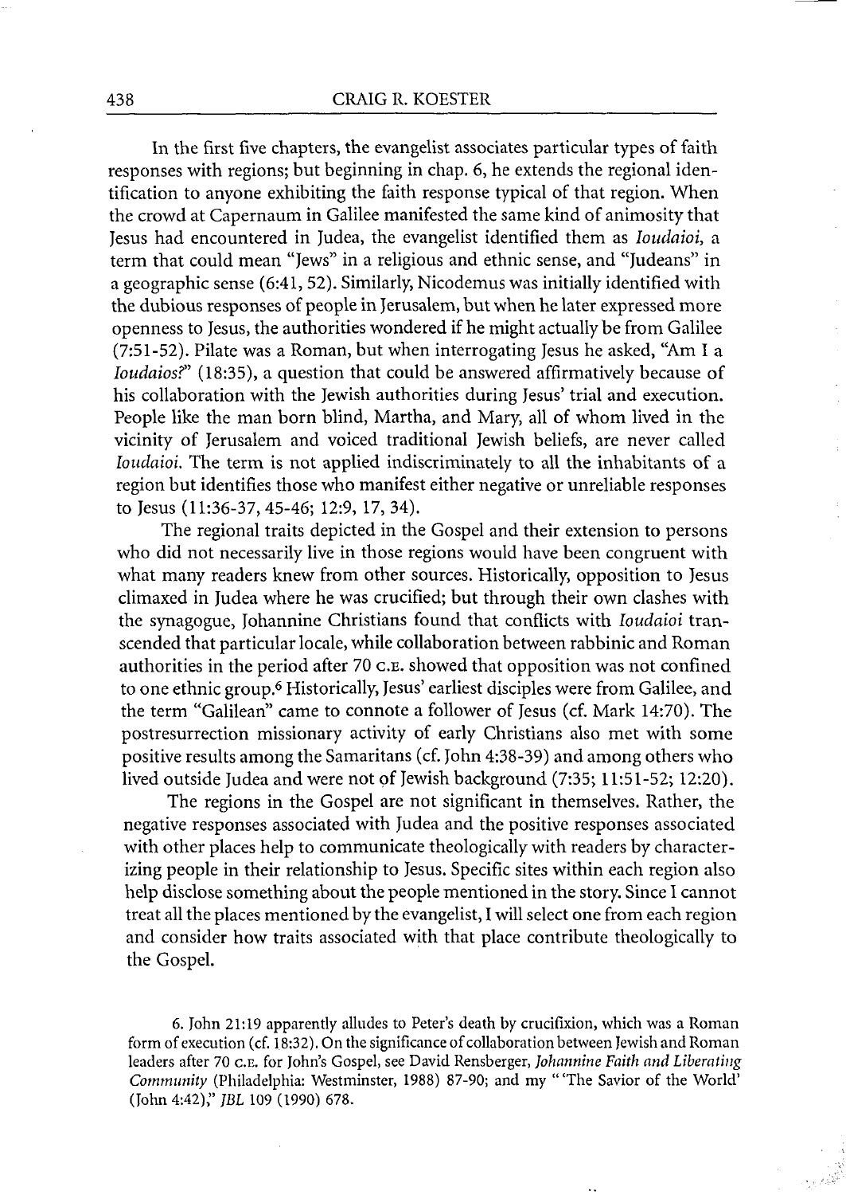In the first five chapters, the evangelist associates particular types of faith responses with regions; but beginning in chap. 6, he extends the regional identification to anyone exhibiting the faith response typical of that region. When the crowd at Capernaum in Galilee manifested the same kind of animosity that Jesus had encountered in Judea, the evangelist identified them as *Ioudaioi*, a term that could mean "Jews" in a religious and ethnic sense, and "Judeans" in a geographic sense (6:41, 52). Similarly, Nicodemus was initially identified with the dubious responses of people in Jerusalem, but when he later expressed more openness to Jesus, the authorities wondered if he might actually be from Galilee (7:51-52). Pilate was a Roman, but when interrogating Jesus he asked, "Am I a *Ioudaios?*" (18:35), a question that could be answered affirmatively because of his collaboration with the Jewish authorities during Jesus' trial and execution. People like the man born blind, Martha, and Mary, all of whom lived in the vicinity of Jerusalem and voiced traditional Jewish beliefs, are never called *Ioudaioi*. The term is not applied indiscriminately to all the inhabitants of a region but identifies those who manifest either negative or unreliable responses to Jesus (11:36-37, 45-46; 12:9, 17, 34).

The regional traits depicted in the Gospel and their extension to persons who did not necessarily live in those regions would have been congruent with what many readers knew from other sources. Historically, opposition to Jesus climaxed in Judea where he was crucified; but through their own clashes with the synagogue, Johannine Christians found that conflicts with *Ioudaioi* transcended that particular locale, while collaboration between rabbinic and Roman authorities in the period after 70 C.E. showed that opposition was not confined to one ethnic group.[6] Historically, Jesus' earliest disciples were from Galilee, and the term "Galilean" came to connote a follower of Jesus (cf. Mark 14:70). The postresurrection missionary activity of early Christians also met with some positive results among the Samaritans (cf. John 4:38-39) and among others who lived outside Judea and were not of Jewish background (7:35; 11:51-52; 12:20).

The regions in the Gospel are not significant in themselves. Rather, the negative responses associated with Judea and the positive responses associated with other places help to communicate theologically with readers by characterizing people in their relationship to Jesus. Specific sites within each region also help disclose something about the people mentioned in the story. Since I cannot treat all the places mentioned by the evangelist, I will select one from each region and consider how traits associated with that place contribute theologically to the Gospel.

6. John 21:19 apparently alludes to Peter's death by crucifixion, which was a Roman form of execution (cf. 18:32). On the significance of collaboration between Jewish and Roman leaders after 70 C.E. for John's Gospel, see David Rensberger, *Johannine Faith and Liberating Community* (Philadelphia: Westminster, 1988) 87-90; and my "'The Savior of the World' (John 4:42)," *JBL* 109 (1990) 678.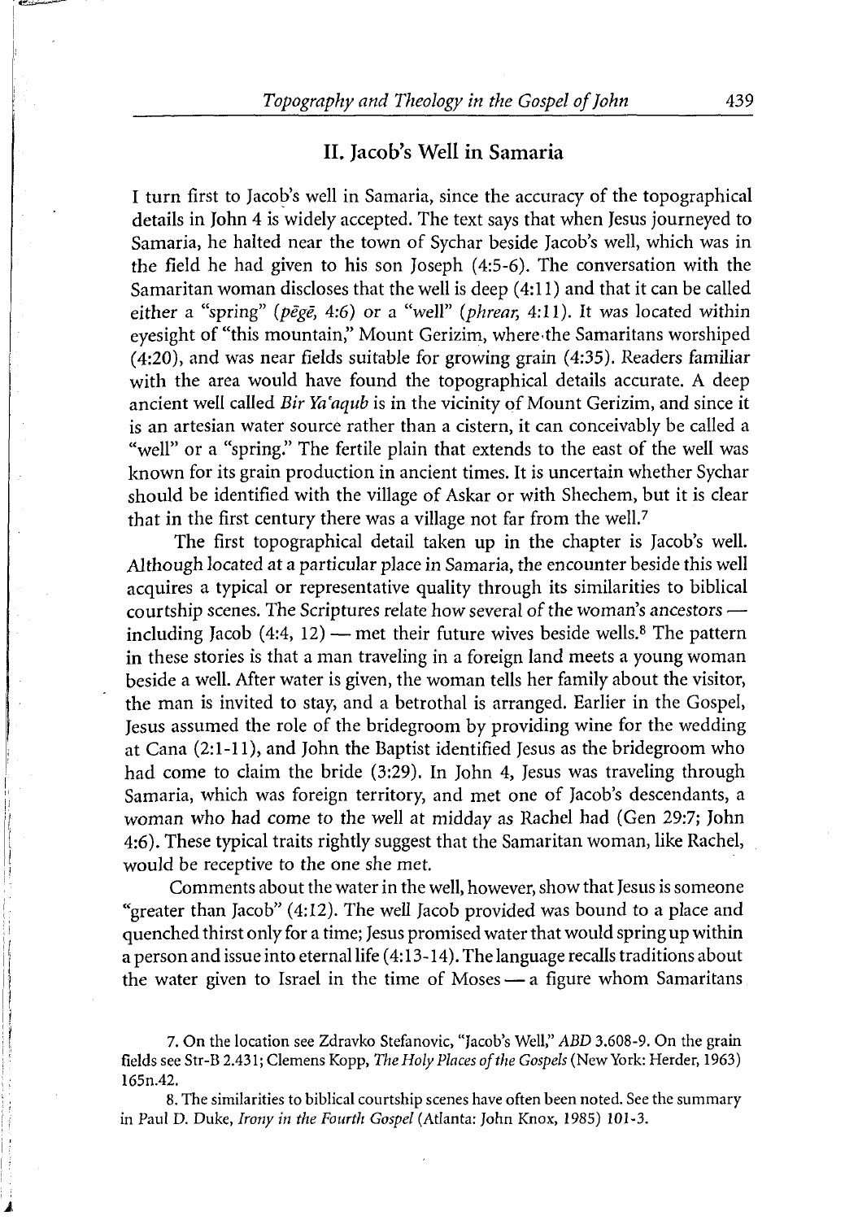## II. Jacob's Well in Samaria

I turn first to Jacob's well in Samaria, since the accuracy of the topographical details in John 4 is widely accepted. The text says that when Jesus journeyed to Samaria, he halted near the town of Sychar beside Jacob's well, which was in the field he had given to his son Joseph (4:5-6). The conversation with the Samaritan woman discloses that the well is deep (4:11) and that it can be called either a "spring" (*pēgē*, 4:6) or a "well" (*phrear*, 4:11). It was located within eyesight of "this mountain," Mount Gerizim, where the Samaritans worshiped (4:20), and was near fields suitable for growing grain (4:35). Readers familiar with the area would have found the topographical details accurate. A deep ancient well called *Bir Ya'aqub* is in the vicinity of Mount Gerizim, and since it is an artesian water source rather than a cistern, it can conceivably be called a "well" or a "spring." The fertile plain that extends to the east of the well was known for its grain production in ancient times. It is uncertain whether Sychar should be identified with the village of Askar or with Shechem, but it is clear that in the first century there was a village not far from the well.[7]

The first topographical detail taken up in the chapter is Jacob's well. Although located at a particular place in Samaria, the encounter beside this well acquires a typical or representative quality through its similarities to biblical courtship scenes. The Scriptures relate how several of the woman's ancestors — including Jacob (4:4, 12) — met their future wives beside wells.[8] The pattern in these stories is that a man traveling in a foreign land meets a young woman beside a well. After water is given, the woman tells her family about the visitor, the man is invited to stay, and a betrothal is arranged. Earlier in the Gospel, Jesus assumed the role of the bridegroom by providing wine for the wedding at Cana (2:1-11), and John the Baptist identified Jesus as the bridegroom who had come to claim the bride (3:29). In John 4, Jesus was traveling through Samaria, which was foreign territory, and met one of Jacob's descendants, a woman who had come to the well at midday as Rachel had (Gen 29:7; John 4:6). These typical traits rightly suggest that the Samaritan woman, like Rachel, would be receptive to the one she met.

Comments about the water in the well, however, show that Jesus is someone "greater than Jacob" (4:12). The well Jacob provided was bound to a place and quenched thirst only for a time; Jesus promised water that would spring up within a person and issue into eternal life (4:13-14). The language recalls traditions about the water given to Israel in the time of Moses — a figure whom Samaritans

7. On the location see Zdravko Stefanovic, "Jacob's Well," *ABD* 3.608-9. On the grain fields see Str-B 2.431; Clemens Kopp, *The Holy Places of the Gospels* (New York: Herder, 1963) 165n.42.

8. The similarities to biblical courtship scenes have often been noted. See the summary in Paul D. Duke, *Irony in the Fourth Gospel* (Atlanta: John Knox, 1985) 101-3.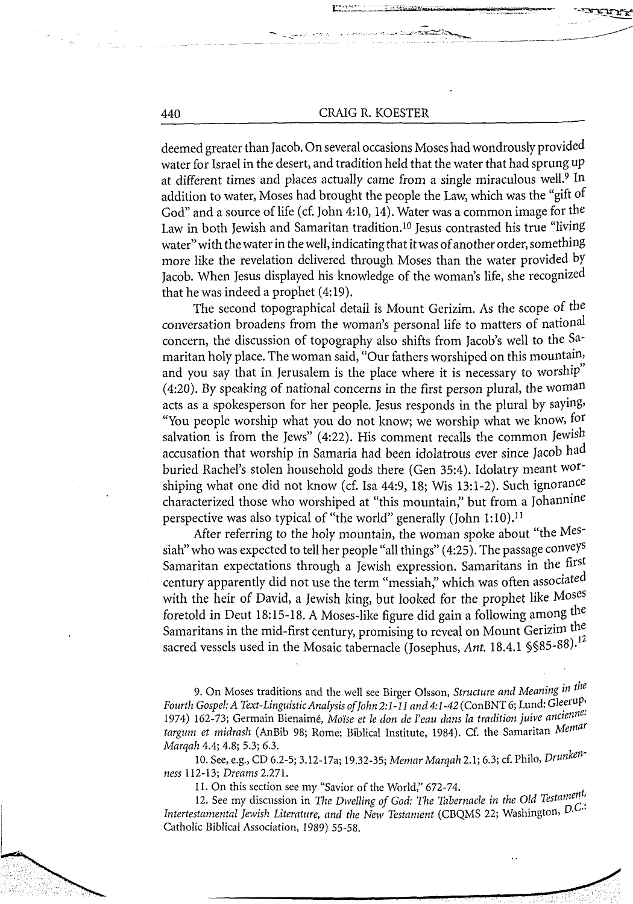deemed greater than Jacob. On several occasions Moses had wondrously provided water for Israel in the desert, and tradition held that the water that had sprung up at different times and places actually came from a single miraculous well.[9] In addition to water, Moses had brought the people the Law, which was the "gift of God" and a source of life (cf. John 4:10, 14). Water was a common image for the Law in both Jewish and Samaritan tradition.[10] Jesus contrasted his true "living water" with the water in the well, indicating that it was of another order, something more like the revelation delivered through Moses than the water provided by Jacob. When Jesus displayed his knowledge of the woman's life, she recognized that he was indeed a prophet (4:19).

The second topographical detail is Mount Gerizim. As the scope of the conversation broadens from the woman's personal life to matters of national concern, the discussion of topography also shifts from Jacob's well to the Samaritan holy place. The woman said, "Our fathers worshiped on this mountain, and you say that in Jerusalem is the place where it is necessary to worship" (4:20). By speaking of national concerns in the first person plural, the woman acts as a spokesperson for her people. Jesus responds in the plural by saying, "You people worship what you do not know; we worship what we know, for salvation is from the Jews" (4:22). His comment recalls the common Jewish accusation that worship in Samaria had been idolatrous ever since Jacob had buried Rachel's stolen household gods there (Gen 35:4). Idolatry meant worshiping what one did not know (cf. Isa 44:9, 18; Wis 13:1-2). Such ignorance characterized those who worshiped at "this mountain," but from a Johannine perspective was also typical of "the world" generally (John 1:10).[11]

After referring to the holy mountain, the woman spoke about "the Messiah" who was expected to tell her people "all things" (4:25). The passage conveys Samaritan expectations through a Jewish expression. Samaritans in the first century apparently did not use the term "messiah," which was often associated with the heir of David, a Jewish king, but looked for the prophet like Moses foretold in Deut 18:15-18. A Moses-like figure did gain a following among the Samaritans in the mid-first century, promising to reveal on Mount Gerizim the sacred vessels used in the Mosaic tabernacle (Josephus, *Ant.* 18.4.1 §§85-88).[12]

9. On Moses traditions and the well see Birger Olsson, *Structure and Meaning in the Fourth Gospel: A Text-Linguistic Analysis of John 2:1-11 and 4:1-42* (ConBNT 6; Lund: Gleerup, 1974) 162-73; Germain Bienaimé, *Moïse et le don de l'eau dans la tradition juive ancienne: targum et midrash* (AnBib 98; Rome: Biblical Institute, 1984). Cf. the Samaritan *Memar Marqah* 4.4; 4.8; 5.3; 6.3.

10. See, e.g., CD 6.2-5; 3.12-17a; 19.32-35; *Memar Marqah* 2.1; 6.3; cf. Philo, *Drunkenness* 112-13; *Dreams* 2.271.

11. On this section see my "Savior of the World," 672-74.

12. See my discussion in *The Dwelling of God: The Tabernacle in the Old Testament, Intertestamental Jewish Literature, and the New Testament* (CBQMS 22; Washington, D.C.: Catholic Biblical Association, 1989) 55-58.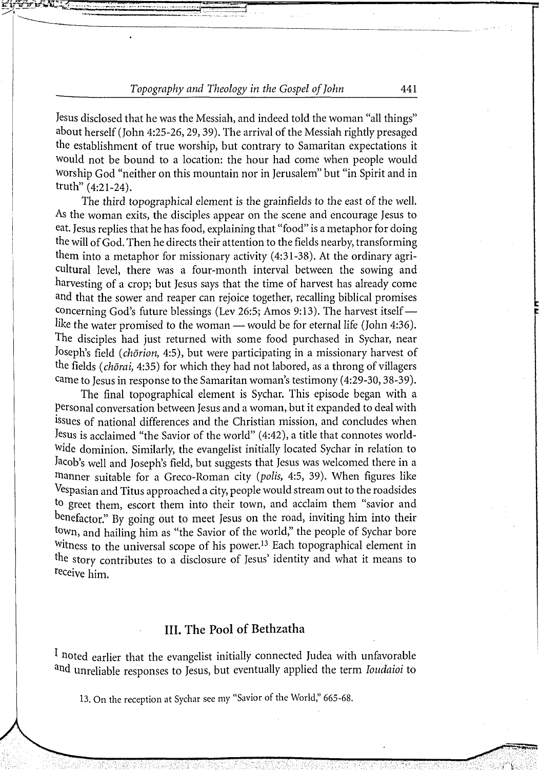Jesus disclosed that he was the Messiah, and indeed told the woman "all things" about herself (John 4:25-26, 29, 39). The arrival of the Messiah rightly presaged the establishment of true worship, but contrary to Samaritan expectations it would not be bound to a location: the hour had come when people would worship God "neither on this mountain nor in Jerusalem" but "in Spirit and in truth" (4:21-24).

The third topographical element is the grainfields to the east of the well. As the woman exits, the disciples appear on the scene and encourage Jesus to eat. Jesus replies that he has food, explaining that "food" is a metaphor for doing the will of God. Then he directs their attention to the fields nearby, transforming them into a metaphor for missionary activity (4:31-38). At the ordinary agricultural level, there was a four-month interval between the sowing and harvesting of a crop; but Jesus says that the time of harvest has already come and that the sower and reaper can rejoice together, recalling biblical promises concerning God's future blessings (Lev 26:5; Amos 9:13). The harvest itself — like the water promised to the woman — would be for eternal life (John 4:36). The disciples had just returned with some food purchased in Sychar, near Joseph's field (*chōrion,* 4:5), but were participating in a missionary harvest of the fields (*chōrai,* 4:35) for which they had not labored, as a throng of villagers came to Jesus in response to the Samaritan woman's testimony (4:29-30, 38-39).

The final topographical element is Sychar. This episode began with a personal conversation between Jesus and a woman, but it expanded to deal with issues of national differences and the Christian mission, and concludes when Jesus is acclaimed "the Savior of the world" (4:42), a title that connotes worldwide dominion. Similarly, the evangelist initially located Sychar in relation to Jacob's well and Joseph's field, but suggests that Jesus was welcomed there in a manner suitable for a Greco-Roman city (*polis,* 4:5, 39). When figures like Vespasian and Titus approached a city, people would stream out to the roadsides to greet them, escort them into their town, and acclaim them "savior and benefactor." By going out to meet Jesus on the road, inviting him into their town, and hailing him as "the Savior of the world," the people of Sychar bore witness to the universal scope of his power.[13] Each topographical element in the story contributes to a disclosure of Jesus' identity and what it means to receive him.

## III. The Pool of Bethzatha

I noted earlier that the evangelist initially connected Judea with unfavorable and unreliable responses to Jesus, but eventually applied the term *Ioudaioi* to

13. On the reception at Sychar see my "Savior of the World," 665-68.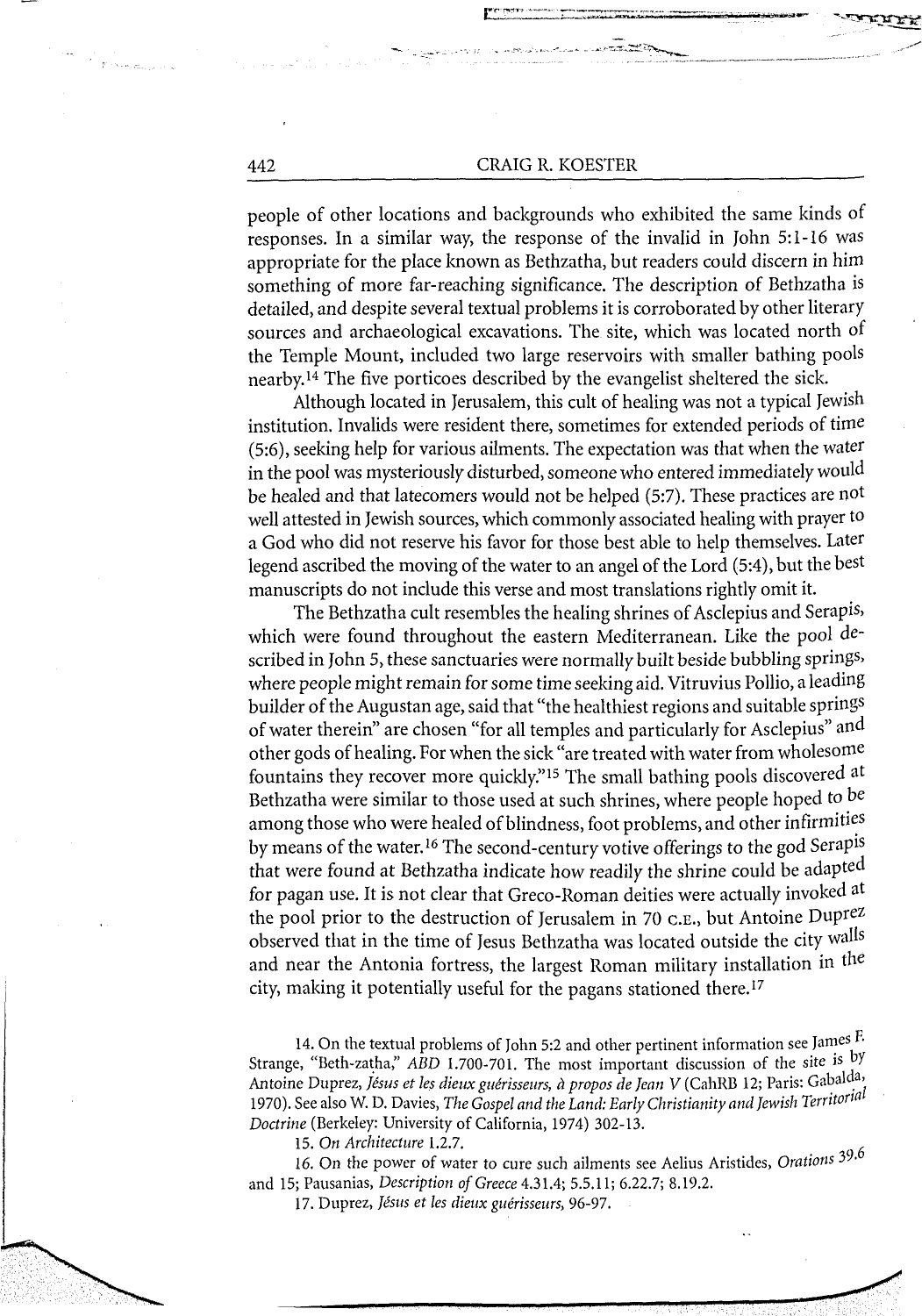people of other locations and backgrounds who exhibited the same kinds of responses. In a similar way, the response of the invalid in John 5:1-16 was appropriate for the place known as Bethzatha, but readers could discern in him something of more far-reaching significance. The description of Bethzatha is detailed, and despite several textual problems it is corroborated by other literary sources and archaeological excavations. The site, which was located north of the Temple Mount, included two large reservoirs with smaller bathing pools nearby.[14] The five porticoes described by the evangelist sheltered the sick.

Although located in Jerusalem, this cult of healing was not a typical Jewish institution. Invalids were resident there, sometimes for extended periods of time (5:6), seeking help for various ailments. The expectation was that when the water in the pool was mysteriously disturbed, someone who entered immediately would be healed and that latecomers would not be helped (5:7). These practices are not well attested in Jewish sources, which commonly associated healing with prayer to a God who did not reserve his favor for those best able to help themselves. Later legend ascribed the moving of the water to an angel of the Lord (5:4), but the best manuscripts do not include this verse and most translations rightly omit it.

The Bethzatha cult resembles the healing shrines of Asclepius and Serapis, which were found throughout the eastern Mediterranean. Like the pool described in John 5, these sanctuaries were normally built beside bubbling springs, where people might remain for some time seeking aid. Vitruvius Pollio, a leading builder of the Augustan age, said that "the healthiest regions and suitable springs of water therein" are chosen "for all temples and particularly for Asclepius" and other gods of healing. For when the sick "are treated with water from wholesome fountains they recover more quickly."[15] The small bathing pools discovered at Bethzatha were similar to those used at such shrines, where people hoped to be among those who were healed of blindness, foot problems, and other infirmities by means of the water.[16] The second-century votive offerings to the god Serapis that were found at Bethzatha indicate how readily the shrine could be adapted for pagan use. It is not clear that Greco-Roman deities were actually invoked at the pool prior to the destruction of Jerusalem in 70 C.E., but Antoine Duprez observed that in the time of Jesus Bethzatha was located outside the city walls and near the Antonia fortress, the largest Roman military installation in the city, making it potentially useful for the pagans stationed there.[17]

14. On the textual problems of John 5:2 and other pertinent information see James F. Strange, "Beth-zatha," *ABD* 1.700-701. The most important discussion of the site is by Antoine Duprez, *Jésus et les dieux guérisseurs, à propos de Jean V* (CahRB 12; Paris: Gabalda, 1970). See also W. D. Davies, *The Gospel and the Land: Early Christianity and Jewish Territorial Doctrine* (Berkeley: University of California, 1974) 302-13.

15. *On Architecture* 1.2.7.

16. On the power of water to cure such ailments see Aelius Aristides, *Orations* 39.6 and 15; Pausanias, *Description of Greece* 4.31.4; 5.5.11; 6.22.7; 8.19.2.

17. Duprez, *Jésus et les dieux guérisseurs*, 96-97.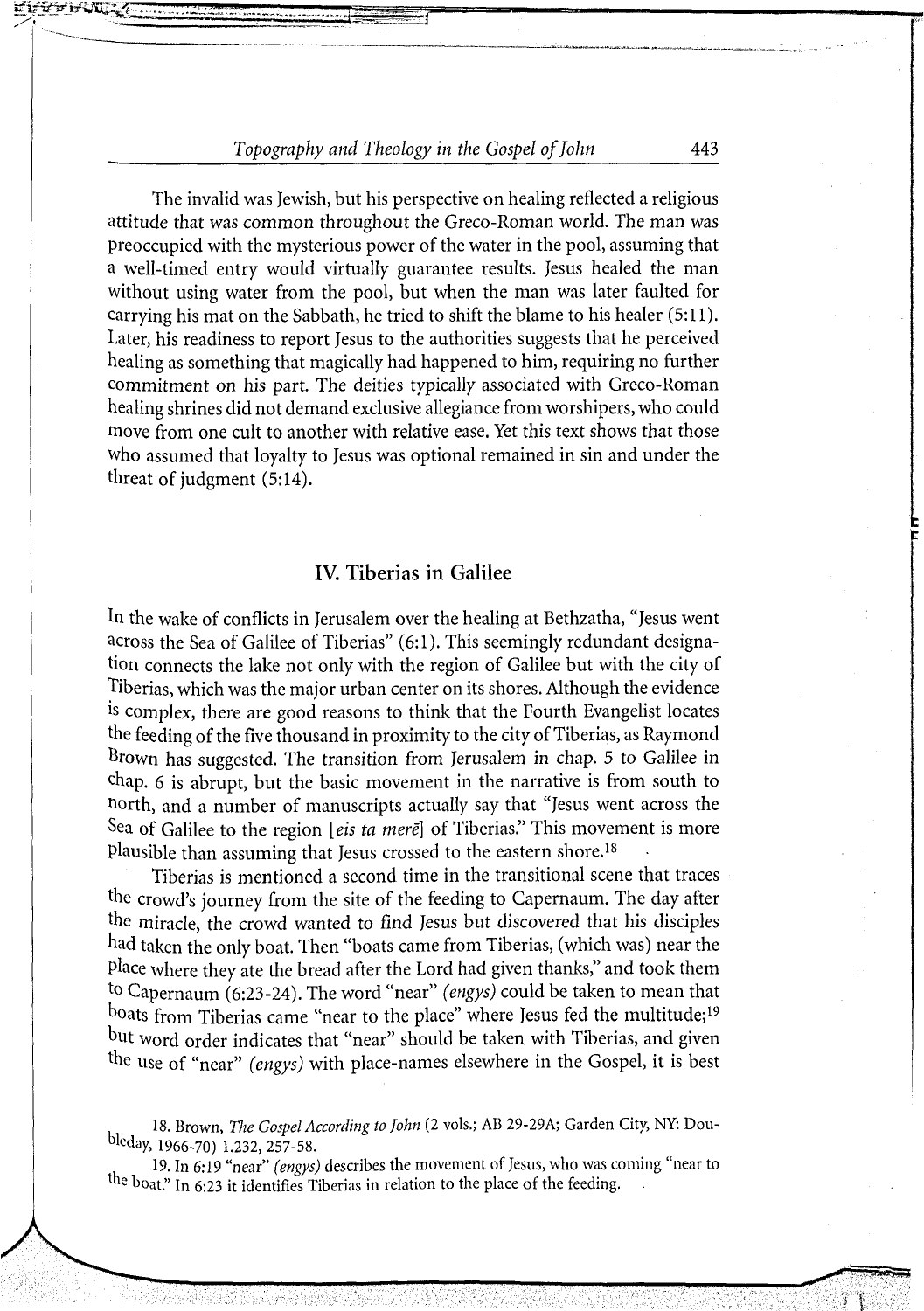The invalid was Jewish, but his perspective on healing reflected a religious attitude that was common throughout the Greco-Roman world. The man was preoccupied with the mysterious power of the water in the pool, assuming that a well-timed entry would virtually guarantee results. Jesus healed the man without using water from the pool, but when the man was later faulted for carrying his mat on the Sabbath, he tried to shift the blame to his healer (5:11). Later, his readiness to report Jesus to the authorities suggests that he perceived healing as something that magically had happened to him, requiring no further commitment on his part. The deities typically associated with Greco-Roman healing shrines did not demand exclusive allegiance from worshipers, who could move from one cult to another with relative ease. Yet this text shows that those who assumed that loyalty to Jesus was optional remained in sin and under the threat of judgment (5:14).

## IV. Tiberias in Galilee

In the wake of conflicts in Jerusalem over the healing at Bethzatha, "Jesus went across the Sea of Galilee of Tiberias" (6:1). This seemingly redundant designation connects the lake not only with the region of Galilee but with the city of Tiberias, which was the major urban center on its shores. Although the evidence is complex, there are good reasons to think that the Fourth Evangelist locates the feeding of the five thousand in proximity to the city of Tiberias, as Raymond Brown has suggested. The transition from Jerusalem in chap. 5 to Galilee in chap. 6 is abrupt, but the basic movement in the narrative is from south to north, and a number of manuscripts actually say that "Jesus went across the Sea of Galilee to the region [*eis ta merē*] of Tiberias." This movement is more plausible than assuming that Jesus crossed to the eastern shore.[18]

Tiberias is mentioned a second time in the transitional scene that traces the crowd's journey from the site of the feeding to Capernaum. The day after the miracle, the crowd wanted to find Jesus but discovered that his disciples had taken the only boat. Then "boats came from Tiberias, (which was) near the place where they ate the bread after the Lord had given thanks," and took them to Capernaum (6:23-24). The word "near" *(engys)* could be taken to mean that boats from Tiberias came "near to the place" where Jesus fed the multitude;[19] but word order indicates that "near" should be taken with Tiberias, and given the use of "near" *(engys)* with place-names elsewhere in the Gospel, it is best

18. Brown, *The Gospel According to John* (2 vols.; AB 29-29A; Garden City, NY: Doubleday, 1966-70) 1.232, 257-58.

19. In 6:19 "near" *(engys)* describes the movement of Jesus, who was coming "near to the boat." In 6:23 it identifies Tiberias in relation to the place of the feeding.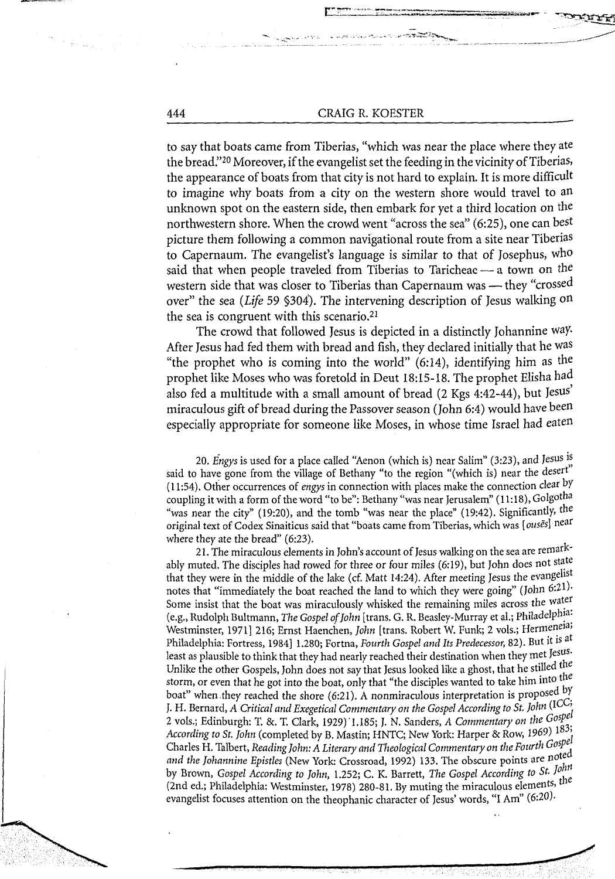to say that boats came from Tiberias, "which was near the place where they ate the bread."[20] Moreover, if the evangelist set the feeding in the vicinity of Tiberias, the appearance of boats from that city is not hard to explain. It is more difficult to imagine why boats from a city on the western shore would travel to an unknown spot on the eastern side, then embark for yet a third location on the northwestern shore. When the crowd went "across the sea" (6:25), one can best picture them following a common navigational route from a site near Tiberias to Capernaum. The evangelist's language is similar to that of Josephus, who said that when people traveled from Tiberias to Taricheae — a town on the western side that was closer to Tiberias than Capernaum was — they "crossed over" the sea (*Life* 59 §304). The intervening description of Jesus walking on the sea is congruent with this scenario.[21]

The crowd that followed Jesus is depicted in a distinctly Johannine way. After Jesus had fed them with bread and fish, they declared initially that he was "the prophet who is coming into the world" (6:14), identifying him as the prophet like Moses who was foretold in Deut 18:15-18. The prophet Elisha had also fed a multitude with a small amount of bread (2 Kgs 4:42-44), but Jesus' miraculous gift of bread during the Passover season (John 6:4) would have been especially appropriate for someone like Moses, in whose time Israel had eaten

20. *Engys* is used for a place called "Aenon (which is) near Salim" (3:23), and Jesus is said to have gone from the village of Bethany "to the region "(which is) near the desert" (11:54). Other occurrences of *engys* in connection with places make the connection clear by coupling it with a form of the word "to be": Bethany "was near Jerusalem" (11:18), Golgotha "was near the city" (19:20), and the tomb "was near the place" (19:42). Significantly, the original text of Codex Sinaiticus said that "boats came from Tiberias, which was [*ousēs*] near where they ate the bread" (6:23).

21. The miraculous elements in John's account of Jesus walking on the sea are remarkably muted. The disciples had rowed for three or four miles (6:19), but John does not state that they were in the middle of the lake (cf. Matt 14:24). After meeting Jesus the evangelist notes that "immediately the boat reached the land to which they were going" (John 6:21). Some insist that the boat was miraculously whisked the remaining miles across the water (e.g., Rudolph Bultmann, *The Gospel of John* [trans. G. R. Beasley-Murray et al.; Philadelphia: Westminster, 1971] 216; Ernst Haenchen, *John* [trans. Robert W. Funk; 2 vols.; Hermeneia; Philadelphia: Fortress, 1984] 1.280; Fortna, *Fourth Gospel and Its Predecessor,* 82). But it is at least as plausible to think that they had nearly reached their destination when they met Jesus. Unlike the other Gospels, John does not say that Jesus looked like a ghost, that he stilled the storm, or even that he got into the boat, only that "the disciples wanted to take him into the boat" when they reached the shore (6:21). A nonmiraculous interpretation is proposed by J. H. Bernard, *A Critical and Exegetical Commentary on the Gospel According to St. John* (ICC; 2 vols.; Edinburgh: T. &. T. Clark, 1929) 1.185; J. N. Sanders, *A Commentary on the Gospel According to St. John* (completed by B. Mastin; HNTC; New York: Harper & Row, 1969) 183; Charles H. Talbert, *Reading John: A Literary and Theological Commentary on the Fourth Gospel and the Johannine Epistles* (New York: Crossroad, 1992) 133. The obscure points are noted by Brown, *Gospel According to John,* 1.252; C. K. Barrett, *The Gospel According to St. John* (2nd ed.; Philadelphia: Westminster, 1978) 280-81. By muting the miraculous elements, the evangelist focuses attention on the theophanic character of Jesus' words, "I Am" (6:20).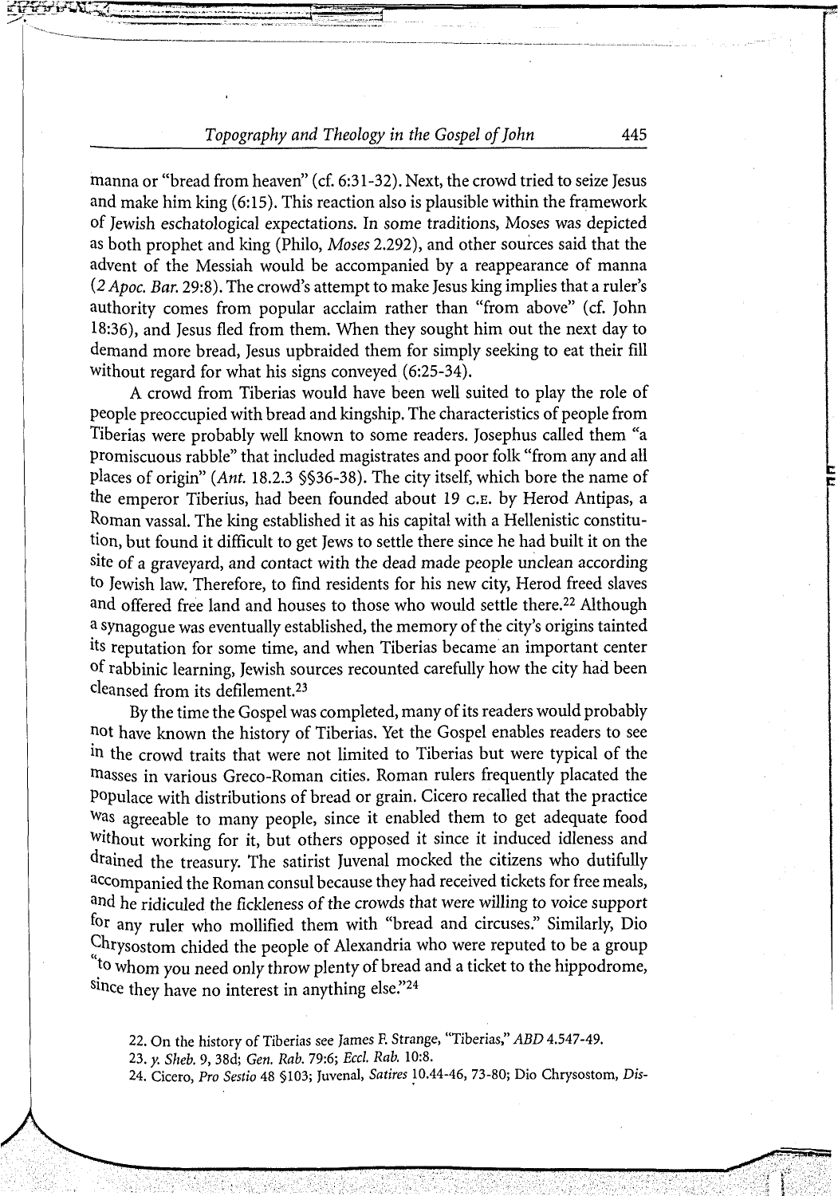manna or "bread from heaven" (cf. 6:31-32). Next, the crowd tried to seize Jesus and make him king (6:15). This reaction also is plausible within the framework of Jewish eschatological expectations. In some traditions, Moses was depicted as both prophet and king (Philo, *Moses* 2.292), and other sources said that the advent of the Messiah would be accompanied by a reappearance of manna (*2 Apoc. Bar.* 29:8). The crowd's attempt to make Jesus king implies that a ruler's authority comes from popular acclaim rather than "from above" (cf. John 18:36), and Jesus fled from them. When they sought him out the next day to demand more bread, Jesus upbraided them for simply seeking to eat their fill without regard for what his signs conveyed (6:25-34).

A crowd from Tiberias would have been well suited to play the role of people preoccupied with bread and kingship. The characteristics of people from Tiberias were probably well known to some readers. Josephus called them "a promiscuous rabble" that included magistrates and poor folk "from any and all places of origin" (*Ant.* 18.2.3 §§36-38). The city itself, which bore the name of the emperor Tiberius, had been founded about 19 C.E. by Herod Antipas, a Roman vassal. The king established it as his capital with a Hellenistic constitution, but found it difficult to get Jews to settle there since he had built it on the site of a graveyard, and contact with the dead made people unclean according to Jewish law. Therefore, to find residents for his new city, Herod freed slaves and offered free land and houses to those who would settle there.[22] Although a synagogue was eventually established, the memory of the city's origins tainted its reputation for some time, and when Tiberias became an important center of rabbinic learning, Jewish sources recounted carefully how the city had been cleansed from its defilement.[23]

By the time the Gospel was completed, many of its readers would probably not have known the history of Tiberias. Yet the Gospel enables readers to see in the crowd traits that were not limited to Tiberias but were typical of the masses in various Greco-Roman cities. Roman rulers frequently placated the populace with distributions of bread or grain. Cicero recalled that the practice was agreeable to many people, since it enabled them to get adequate food without working for it, but others opposed it since it induced idleness and drained the treasury. The satirist Juvenal mocked the citizens who dutifully accompanied the Roman consul because they had received tickets for free meals, and he ridiculed the fickleness of the crowds that were willing to voice support for any ruler who mollified them with "bread and circuses." Similarly, Dio Chrysostom chided the people of Alexandria who were reputed to be a group "to whom you need only throw plenty of bread and a ticket to the hippodrome, since they have no interest in anything else."[24]

22. On the history of Tiberias see James F. Strange, "Tiberias," *ABD* 4.547-49.

23. *y. Sheb.* 9, 38d; *Gen. Rab.* 79:6; *Eccl. Rab.* 10:8.

24. Cicero, *Pro Sestio* 48 §103; Juvenal, *Satires* 10.44-46, 73-80; Dio Chrysostom, *Dis-*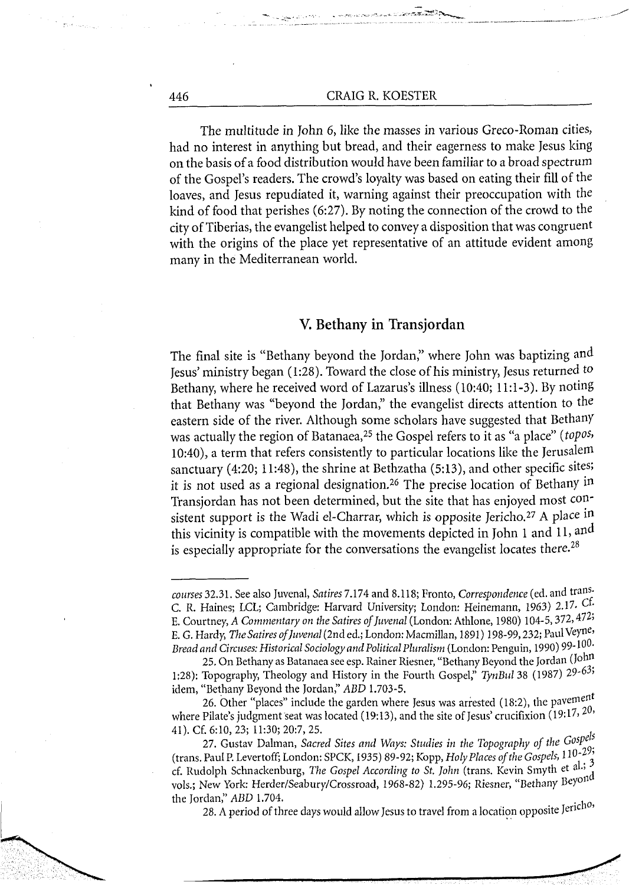The multitude in John 6, like the masses in various Greco-Roman cities, had no interest in anything but bread, and their eagerness to make Jesus king on the basis of a food distribution would have been familiar to a broad spectrum of the Gospel's readers. The crowd's loyalty was based on eating their fill of the loaves, and Jesus repudiated it, warning against their preoccupation with the kind of food that perishes (6:27). By noting the connection of the crowd to the city of Tiberias, the evangelist helped to convey a disposition that was congruent with the origins of the place yet representative of an attitude evident among many in the Mediterranean world.

## V. Bethany in Transjordan

The final site is "Bethany beyond the Jordan," where John was baptizing and Jesus' ministry began (1:28). Toward the close of his ministry, Jesus returned to Bethany, where he received word of Lazarus's illness (10:40; 11:1-3). By noting that Bethany was "beyond the Jordan," the evangelist directs attention to the eastern side of the river. Although some scholars have suggested that Bethany was actually the region of Batanaea,[25] the Gospel refers to it as "a place" (*topos*, 10:40), a term that refers consistently to particular locations like the Jerusalem sanctuary (4:20; 11:48), the shrine at Bethzatha (5:13), and other specific sites; it is not used as a regional designation.[26] The precise location of Bethany in Transjordan has not been determined, but the site that has enjoyed most consistent support is the Wadi el-Charrar, which is opposite Jericho.[27] A place in this vicinity is compatible with the movements depicted in John 1 and 11, and is especially appropriate for the conversations the evangelist locates there.[28]

---

*courses* 32.31. See also Juvenal, *Satires* 7.174 and 8.118; Fronto, *Correspondence* (ed. and trans. C. R. Haines; LCL; Cambridge: Harvard University; London: Heinemann, 1963) 2.17. Cf. E. Courtney, *A Commentary on the Satires of Juvenal* (London: Athlone, 1980) 104-5, 372, 472; E. G. Hardy, *The Satires of Juvenal* (2nd ed.; London: Macmillan, 1891) 198-99, 232; Paul Veyne, *Bread and Circuses: Historical Sociology and Political Pluralism* (London: Penguin, 1990) 99-100.

25. On Bethany as Batanaea see esp. Rainer Riesner, "Bethany Beyond the Jordan (John 1:28): Topography, Theology and History in the Fourth Gospel," *TynBul* 38 (1987) 29-63; idem, "Bethany Beyond the Jordan," *ABD* 1.703-5.

26. Other "places" include the garden where Jesus was arrested (18:2), the pavement where Pilate's judgment seat was located (19:13), and the site of Jesus' crucifixion (19:17, 20, 41). Cf. 6:10, 23; 11:30; 20:7, 25.

27. Gustav Dalman, *Sacred Sites and Ways: Studies in the Topography of the Gospels* (trans. Paul P. Levertoff; London: SPCK, 1935) 89-92; Kopp, *Holy Places of the Gospels*, 110-29; cf. Rudolph Schnackenburg, *The Gospel According to St. John* (trans. Kevin Smyth et al.; 3 vols.; New York: Herder/Seabury/Crossroad, 1968-82) 1.295-96; Riesner, "Bethany Beyond the Jordan," *ABD* 1.704.

28. A period of three days would allow Jesus to travel from a location opposite Jericho,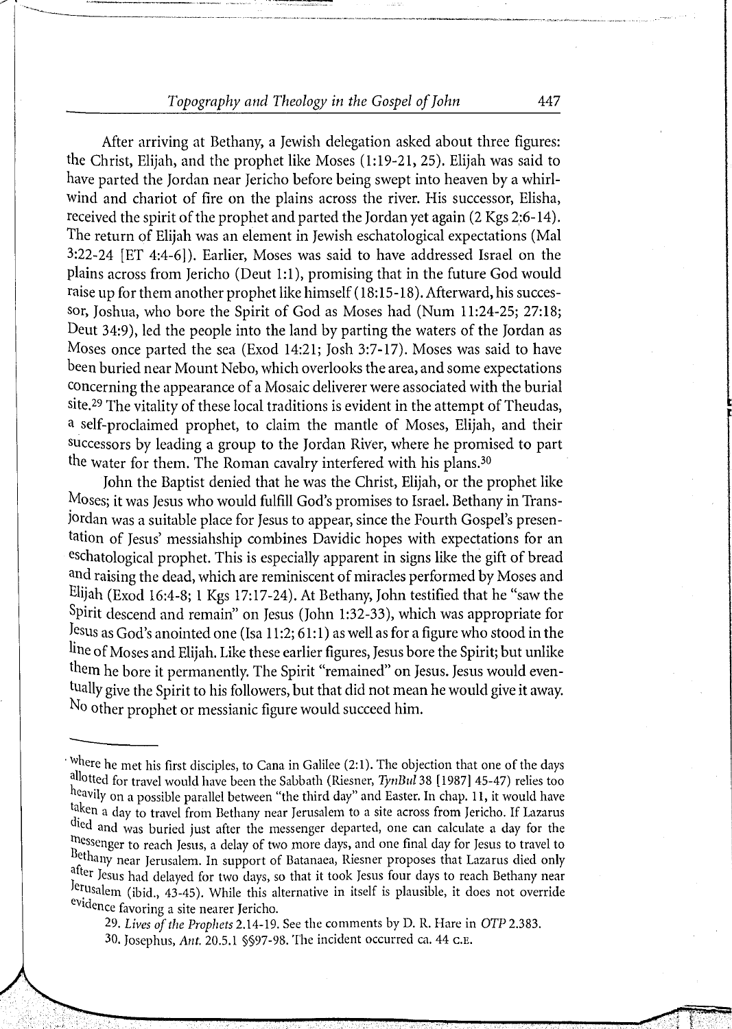After arriving at Bethany, a Jewish delegation asked about three figures: the Christ, Elijah, and the prophet like Moses (1:19-21, 25). Elijah was said to have parted the Jordan near Jericho before being swept into heaven by a whirlwind and chariot of fire on the plains across the river. His successor, Elisha, received the spirit of the prophet and parted the Jordan yet again (2 Kgs 2:6-14). The return of Elijah was an element in Jewish eschatological expectations (Mal 3:22-24 [ET 4:4-6]). Earlier, Moses was said to have addressed Israel on the plains across from Jericho (Deut 1:1), promising that in the future God would raise up for them another prophet like himself (18:15-18). Afterward, his successor, Joshua, who bore the Spirit of God as Moses had (Num 11:24-25; 27:18; Deut 34:9), led the people into the land by parting the waters of the Jordan as Moses once parted the sea (Exod 14:21; Josh 3:7-17). Moses was said to have been buried near Mount Nebo, which overlooks the area, and some expectations concerning the appearance of a Mosaic deliverer were associated with the burial site.[29] The vitality of these local traditions is evident in the attempt of Theudas, a self-proclaimed prophet, to claim the mantle of Moses, Elijah, and their successors by leading a group to the Jordan River, where he promised to part the water for them. The Roman cavalry interfered with his plans.[30]

John the Baptist denied that he was the Christ, Elijah, or the prophet like Moses; it was Jesus who would fulfill God's promises to Israel. Bethany in Transjordan was a suitable place for Jesus to appear, since the Fourth Gospel's presentation of Jesus' messiahship combines Davidic hopes with expectations for an eschatological prophet. This is especially apparent in signs like the gift of bread and raising the dead, which are reminiscent of miracles performed by Moses and Elijah (Exod 16:4-8; 1 Kgs 17:17-24). At Bethany, John testified that he "saw the Spirit descend and remain" on Jesus (John 1:32-33), which was appropriate for Jesus as God's anointed one (Isa 11:2; 61:1) as well as for a figure who stood in the line of Moses and Elijah. Like these earlier figures, Jesus bore the Spirit; but unlike them he bore it permanently. The Spirit "remained" on Jesus. Jesus would eventually give the Spirit to his followers, but that did not mean he would give it away. No other prophet or messianic figure would succeed him.

---

where he met his first disciples, to Cana in Galilee (2:1). The objection that one of the days allotted for travel would have been the Sabbath (Riesner, *TynBul* 38 [1987] 45-47) relies too heavily on a possible parallel between "the third day" and Easter. In chap. 11, it would have taken a day to travel from Bethany near Jerusalem to a site across from Jericho. If Lazarus died and was buried just after the messenger departed, one can calculate a day for the messenger to reach Jesus, a delay of two more days, and one final day for Jesus to travel to Bethany near Jerusalem. In support of Batanaea, Riesner proposes that Lazarus died only after Jesus had delayed for two days, so that it took Jesus four days to reach Bethany near Jerusalem (ibid., 43-45). While this alternative in itself is plausible, it does not override evidence favoring a site nearer Jericho.

29. *Lives of the Prophets* 2.14-19. See the comments by D. R. Hare in *OTP* 2.383.

30. Josephus, *Ant.* 20.5.1 §§97-98. The incident occurred ca. 44 C.E.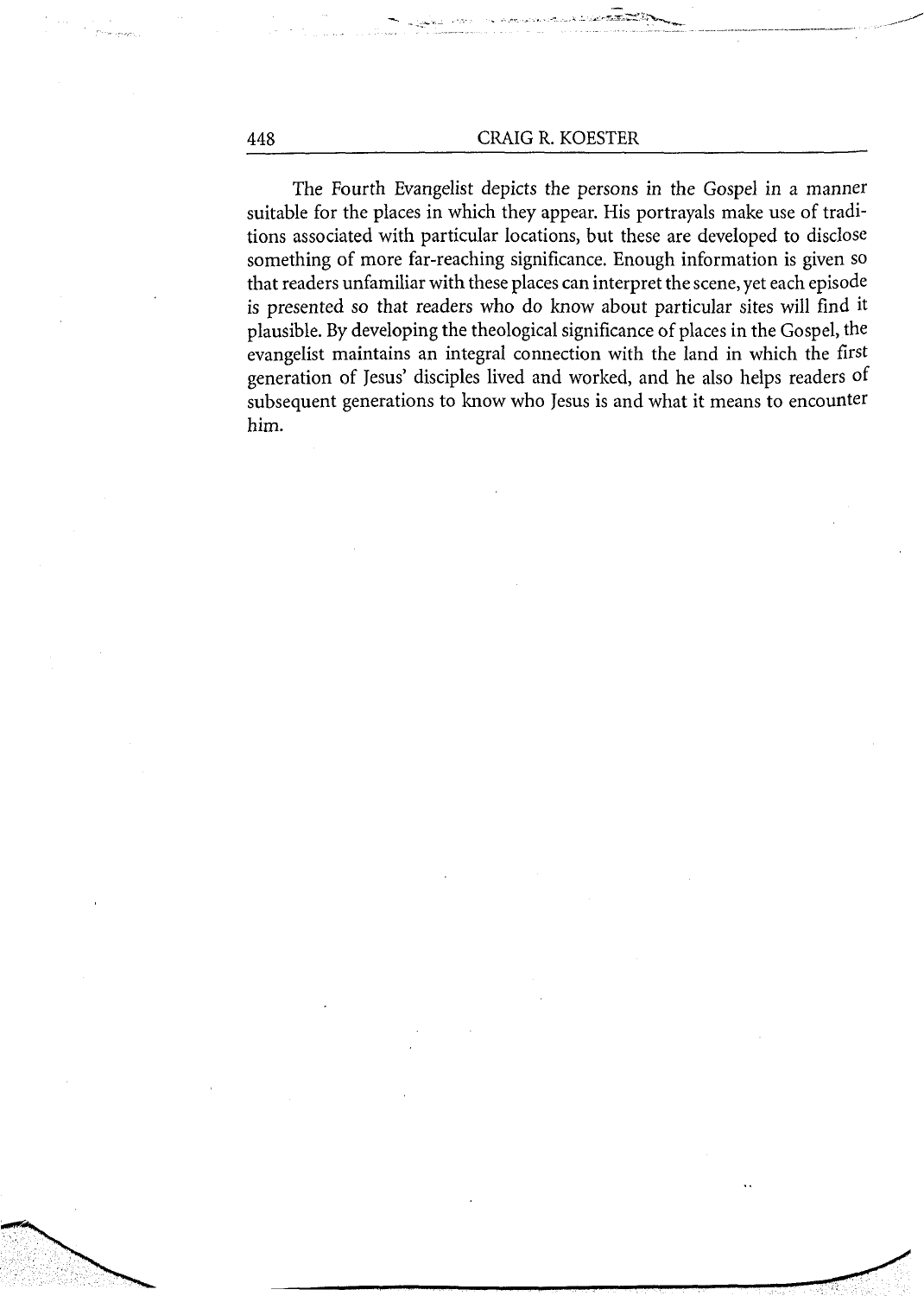The Fourth Evangelist depicts the persons in the Gospel in a manner suitable for the places in which they appear. His portrayals make use of traditions associated with particular locations, but these are developed to disclose something of more far-reaching significance. Enough information is given so that readers unfamiliar with these places can interpret the scene, yet each episode is presented so that readers who do know about particular sites will find it plausible. By developing the theological significance of places in the Gospel, the evangelist maintains an integral connection with the land in which the first generation of Jesus' disciples lived and worked, and he also helps readers of subsequent generations to know who Jesus is and what it means to encounter him.